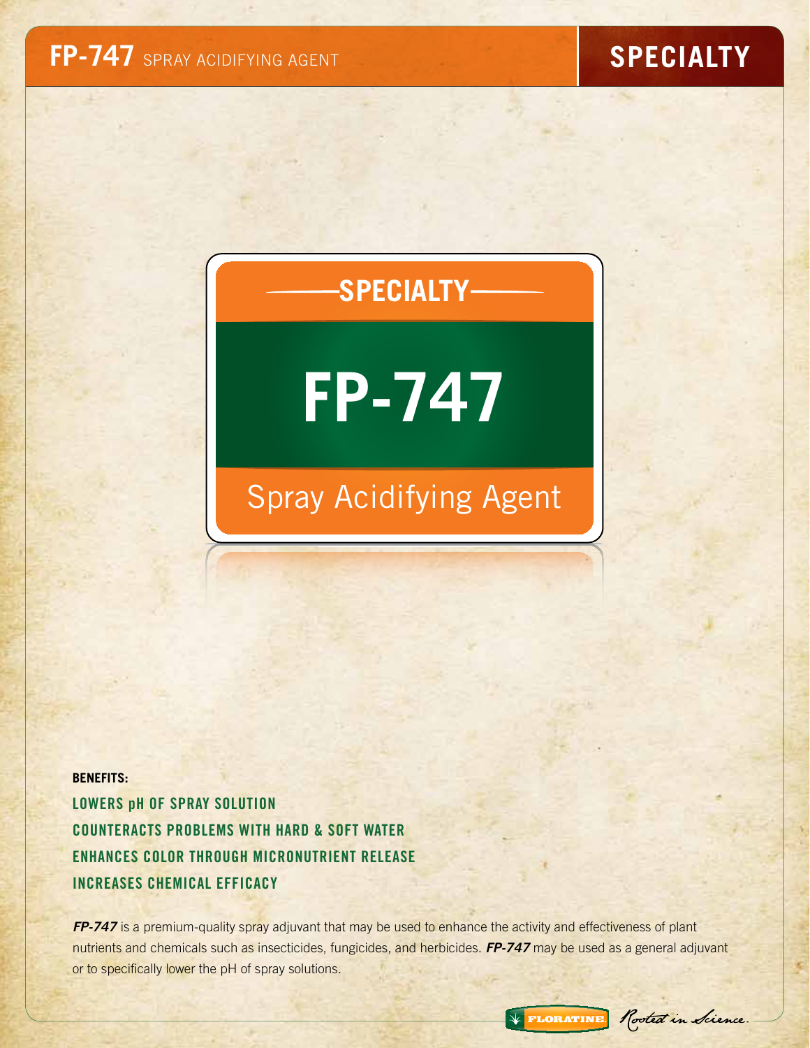# FP-747 SPRAY ACIDIFYING AGENT

**SPECIALTY**

## SPECIALTY

# FP-747

## Spray Acidifying Agent

**BENEFITS:**

- **LOWERS pH OF SPRAY SOLUTION**
- **COUNTERACTS PROBLEMS WITH HARD & SOFT WATER**
- **ENHANCES COLOR THROUGH MICRONUTRIENT RELEASE**
- **INCREASES CHEMICAL EFFICACY**

***FP-747*** is a premium-quality spray adjuvant that may be used to enhance the activity and effectiveness of plant nutrients and chemicals such as insecticides, fungicides, and herbicides. ***FP-747*** may be used as a general adjuvant or to specifically lower the pH of spray solutions.

FLORATINE. Rooted in Science.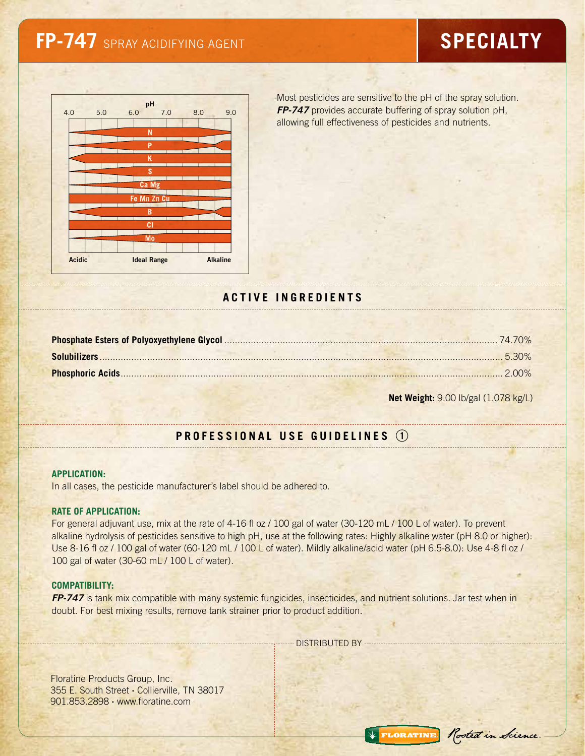# FP-747 SPRAY ACIDIFYING AGENT

**SPECIALTY**

pH
4.0 5.0 6.0 7.0 8.0 9.0
N
P
K
S
Ca Mg
Fe Mn Zn Cu
B
Cl
Mo
Acidic Ideal Range Alkaline

Most pesticides are sensitive to the pH of the spray solution. ***FP-747*** provides accurate buffering of spray solution pH, allowing full effectiveness of pesticides and nutrients.

## ACTIVE INGREDIENTS

**Phosphate Esters of Polyoxyethylene Glycol** .......... 74.70%
**Solubilizers** .......... 5.30%
**Phosphoric Acids** .......... 2.00%

**Net Weight:** 9.00 lb/gal (1.078 kg/L)

## PROFESSIONAL USE GUIDELINES ①

**APPLICATION:**
In all cases, the pesticide manufacturer's label should be adhered to.

**RATE OF APPLICATION:**
For general adjuvant use, mix at the rate of 4-16 fl oz / 100 gal of water (30-120 mL / 100 L of water). To prevent alkaline hydrolysis of pesticides sensitive to high pH, use at the following rates: Highly alkaline water (pH 8.0 or higher): Use 8-16 fl oz / 100 gal of water (60-120 mL / 100 L of water). Mildly alkaline/acid water (pH 6.5-8.0): Use 4-8 fl oz / 100 gal of water (30-60 mL / 100 L of water).

**COMPATIBILITY:**
***FP-747*** is tank mix compatible with many systemic fungicides, insecticides, and nutrient solutions. Jar test when in doubt. For best mixing results, remove tank strainer prior to product addition.

DISTRIBUTED BY

Floratine Products Group, Inc.
355 E. South Street • Collierville, TN 38017
901.853.2898 • www.floratine.com

FLORATINE Rooted in Science.